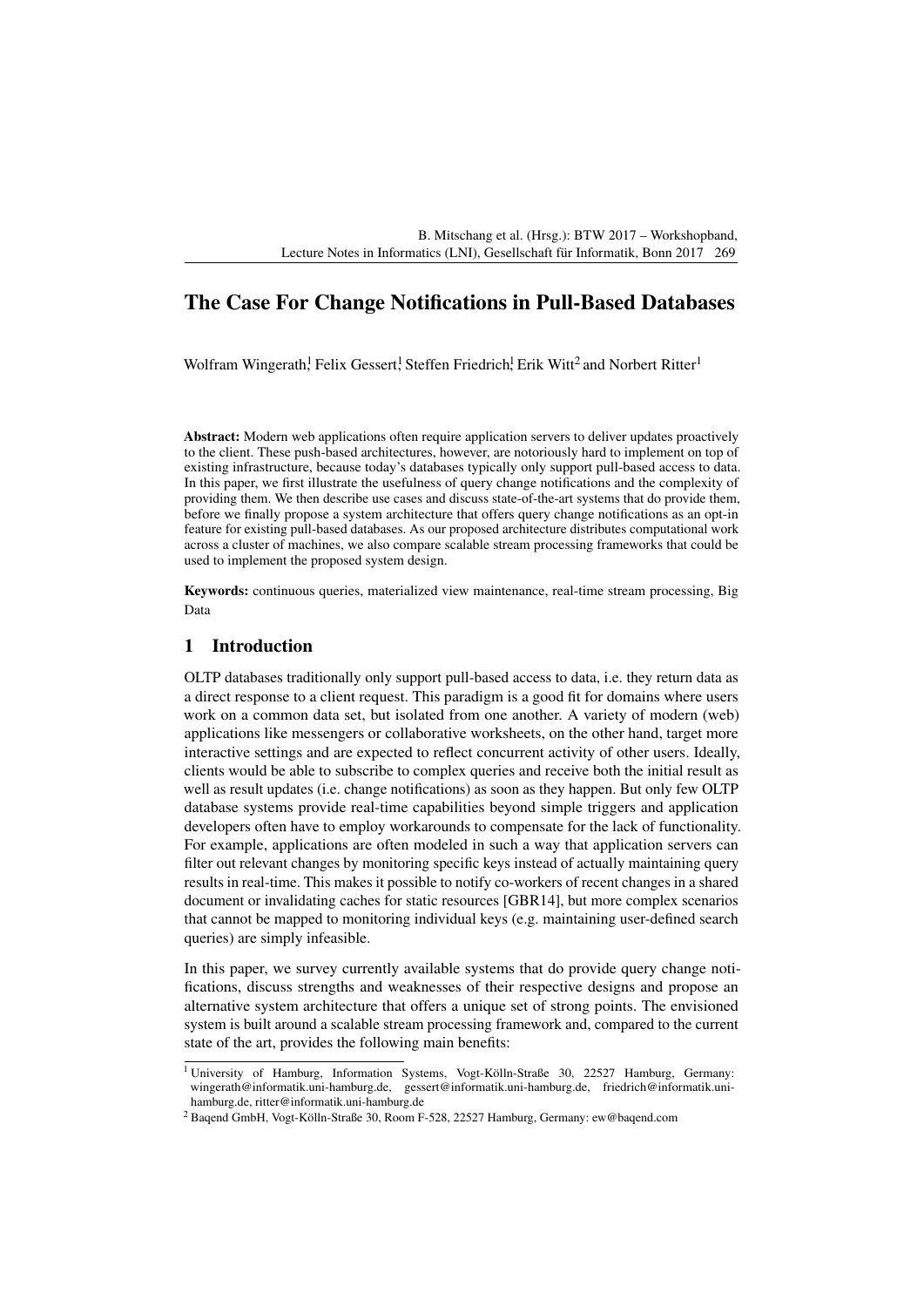# The Case For Change Notifications in Pull-Based Databases

Wolfram Wingerath[1], Felix Gessert[1], Steffen Friedrich[1], Erik Witt[2] and Norbert Ritter[1]

**Abstract:** Modern web applications often require application servers to deliver updates proactively to the client. These push-based architectures, however, are notoriously hard to implement on top of existing infrastructure, because today's databases typically only support pull-based access to data. In this paper, we first illustrate the usefulness of query change notifications and the complexity of providing them. We then describe use cases and discuss state-of-the-art systems that do provide them, before we finally propose a system architecture that offers query change notifications as an opt-in feature for existing pull-based databases. As our proposed architecture distributes computational work across a cluster of machines, we also compare scalable stream processing frameworks that could be used to implement the proposed system design.

**Keywords:** continuous queries, materialized view maintenance, real-time stream processing, Big Data

## 1 Introduction

OLTP databases traditionally only support pull-based access to data, i.e. they return data as a direct response to a client request. This paradigm is a good fit for domains where users work on a common data set, but isolated from one another. A variety of modern (web) applications like messengers or collaborative worksheets, on the other hand, target more interactive settings and are expected to reflect concurrent activity of other users. Ideally, clients would be able to subscribe to complex queries and receive both the initial result as well as result updates (i.e. change notifications) as soon as they happen. But only few OLTP database systems provide real-time capabilities beyond simple triggers and application developers often have to employ workarounds to compensate for the lack of functionality. For example, applications are often modeled in such a way that application servers can filter out relevant changes by monitoring specific keys instead of actually maintaining query results in real-time. This makes it possible to notify co-workers of recent changes in a shared document or invalidating caches for static resources [GBR14], but more complex scenarios that cannot be mapped to monitoring individual keys (e.g. maintaining user-defined search queries) are simply infeasible.

In this paper, we survey currently available systems that do provide query change notifications, discuss strengths and weaknesses of their respective designs and propose an alternative system architecture that offers a unique set of strong points. The envisioned system is built around a scalable stream processing framework and, compared to the current state of the art, provides the following main benefits:

---

[1] University of Hamburg, Information Systems, Vogt-Kölln-Straße 30, 22527 Hamburg, Germany: wingerath@informatik.uni-hamburg.de, gessert@informatik.uni-hamburg.de, friedrich@informatik.uni-hamburg.de, ritter@informatik.uni-hamburg.de

[2] Baqend GmbH, Vogt-Kölln-Straße 30, Room F-528, 22527 Hamburg, Germany: ew@baqend.com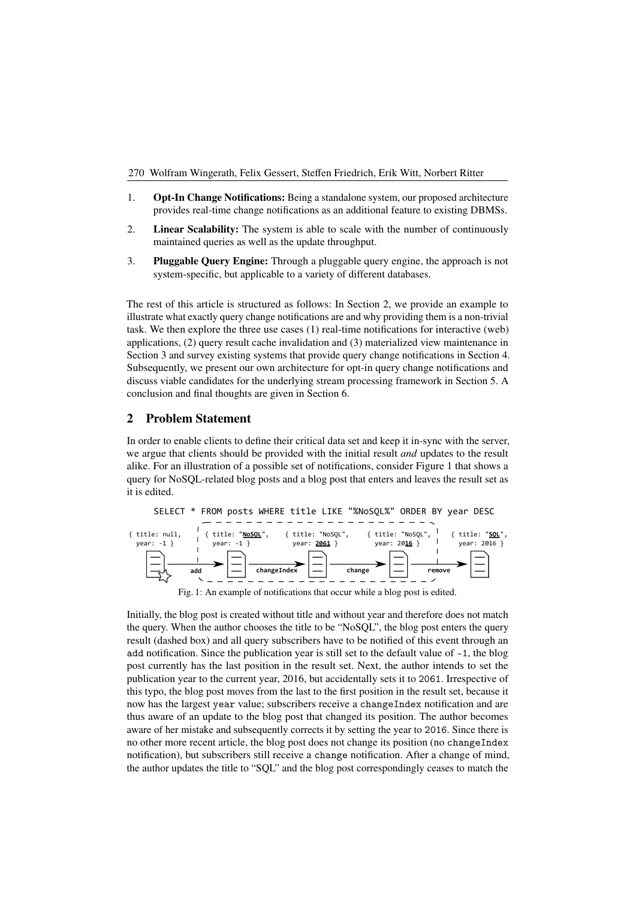1. **Opt-In Change Notifications:** Being a standalone system, our proposed architecture provides real-time change notifications as an additional feature to existing DBMSs.
2. **Linear Scalability:** The system is able to scale with the number of continuously maintained queries as well as the update throughput.
3. **Pluggable Query Engine:** Through a pluggable query engine, the approach is not system-specific, but applicable to a variety of different databases.

The rest of this article is structured as follows: In Section 2, we provide an example to illustrate what exactly query change notifications are and why providing them is a non-trivial task. We then explore the three use cases (1) real-time notifications for interactive (web) applications, (2) query result cache invalidation and (3) materialized view maintenance in Section 3 and survey existing systems that provide query change notifications in Section 4. Subsequently, we present our own architecture for opt-in query change notifications and discuss viable candidates for the underlying stream processing framework in Section 5. A conclusion and final thoughts are given in Section 6.

## 2 Problem Statement

In order to enable clients to define their critical data set and keep it in-sync with the server, we argue that clients should be provided with the initial result *and* updates to the result alike. For an illustration of a possible set of notifications, consider Figure 1 that shows a query for NoSQL-related blog posts and a blog post that enters and leaves the result set as it is edited.

```
SELECT * FROM posts WHERE title LIKE "%NoSQL%" ORDER BY year DESC
```

{ title: null, year: -1 } → **add** → { title: "**NoSQL**", year: -1 } → **changeIndex** → { title: "NoSQL", year: **2061** } → **change** → { title: "NoSQL", year: 20**16** } → **remove** → { title: "**SQL**", year: 2016 }

Fig. 1: An example of notifications that occur while a blog post is edited.

Initially, the blog post is created without title and without year and therefore does not match the query. When the author chooses the title to be "NoSQL", the blog post enters the query result (dashed box) and all query subscribers have to be notified of this event through an `add` notification. Since the publication year is still set to the default value of `-1`, the blog post currently has the last position in the result set. Next, the author intends to set the publication year to the current year, 2016, but accidentally sets it to `2061`. Irrespective of this typo, the blog post moves from the last to the first position in the result set, because it now has the largest `year` value; subscribers receive a `changeIndex` notification and are thus aware of an update to the blog post that changed its position. The author becomes aware of her mistake and subsequently corrects it by setting the year to `2016`. Since there is no other more recent article, the blog post does not change its position (no `changeIndex` notification), but subscribers still receive a `change` notification. After a change of mind, the author updates the title to "SQL" and the blog post correspondingly ceases to match the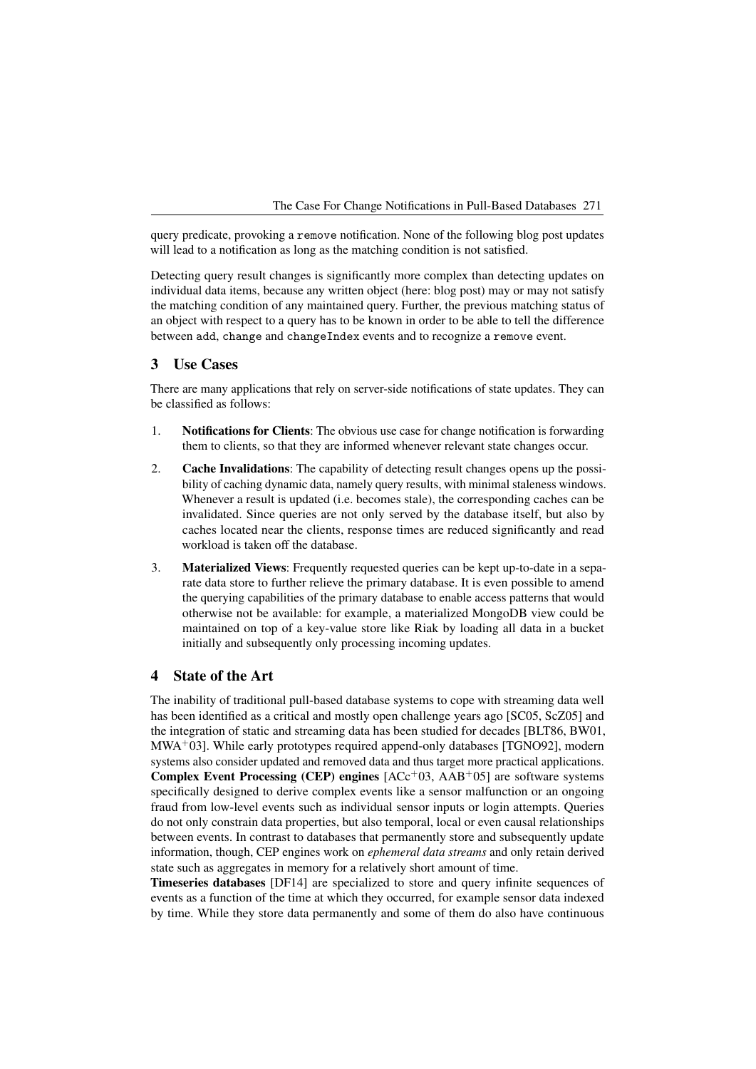query predicate, provoking a `remove` notification. None of the following blog post updates will lead to a notification as long as the matching condition is not satisfied.

Detecting query result changes is significantly more complex than detecting updates on individual data items, because any written object (here: blog post) may or may not satisfy the matching condition of any maintained query. Further, the previous matching status of an object with respect to a query has to be known in order to be able to tell the difference between `add`, `change` and `changeIndex` events and to recognize a `remove` event.

## 3 Use Cases

There are many applications that rely on server-side notifications of state updates. They can be classified as follows:

1. **Notifications for Clients**: The obvious use case for change notification is forwarding them to clients, so that they are informed whenever relevant state changes occur.
2. **Cache Invalidations**: The capability of detecting result changes opens up the possibility of caching dynamic data, namely query results, with minimal staleness windows. Whenever a result is updated (i.e. becomes stale), the corresponding caches can be invalidated. Since queries are not only served by the database itself, but also by caches located near the clients, response times are reduced significantly and read workload is taken off the database.
3. **Materialized Views**: Frequently requested queries can be kept up-to-date in a separate data store to further relieve the primary database. It is even possible to amend the querying capabilities of the primary database to enable access patterns that would otherwise not be available: for example, a materialized MongoDB view could be maintained on top of a key-value store like Riak by loading all data in a bucket initially and subsequently only processing incoming updates.

## 4 State of the Art

The inability of traditional pull-based database systems to cope with streaming data well has been identified as a critical and mostly open challenge years ago [SC05, ScZ05] and the integration of static and streaming data has been studied for decades [BLT86, BW01, MWA+03]. While early prototypes required append-only databases [TGNO92], modern systems also consider updated and removed data and thus target more practical applications.
**Complex Event Processing (CEP) engines** [ACc+03, AAB+05] are software systems specifically designed to derive complex events like a sensor malfunction or an ongoing fraud from low-level events such as individual sensor inputs or login attempts. Queries do not only constrain data properties, but also temporal, local or even causal relationships between events. In contrast to databases that permanently store and subsequently update information, though, CEP engines work on *ephemeral data streams* and only retain derived state such as aggregates in memory for a relatively short amount of time.
**Timeseries databases** [DF14] are specialized to store and query infinite sequences of events as a function of the time at which they occurred, for example sensor data indexed by time. While they store data permanently and some of them do also have continuous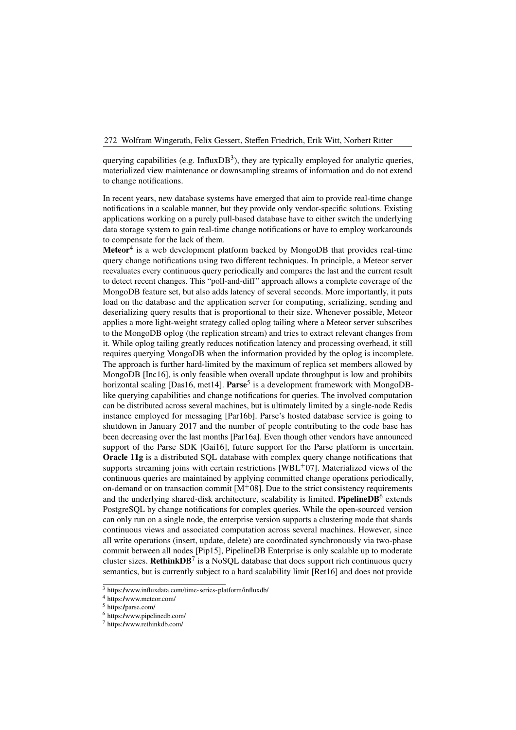querying capabilities (e.g. InfluxDB[3]), they are typically employed for analytic queries, materialized view maintenance or downsampling streams of information and do not extend to change notifications.

In recent years, new database systems have emerged that aim to provide real-time change notifications in a scalable manner, but they provide only vendor-specific solutions. Existing applications working on a purely pull-based database have to either switch the underlying data storage system to gain real-time change notifications or have to employ workarounds to compensate for the lack of them.

**Meteor**[4] is a web development platform backed by MongoDB that provides real-time query change notifications using two different techniques. In principle, a Meteor server reevaluates every continuous query periodically and compares the last and the current result to detect recent changes. This "poll-and-diff" approach allows a complete coverage of the MongoDB feature set, but also adds latency of several seconds. More importantly, it puts load on the database and the application server for computing, serializing, sending and deserializing query results that is proportional to their size. Whenever possible, Meteor applies a more light-weight strategy called oplog tailing where a Meteor server subscribes to the MongoDB oplog (the replication stream) and tries to extract relevant changes from it. While oplog tailing greatly reduces notification latency and processing overhead, it still requires querying MongoDB when the information provided by the oplog is incomplete. The approach is further hard-limited by the maximum of replica set members allowed by MongoDB [Inc16], is only feasible when overall update throughput is low and prohibits horizontal scaling [Das16, met14]. **Parse**[5] is a development framework with MongoDB-like querying capabilities and change notifications for queries. The involved computation can be distributed across several machines, but is ultimately limited by a single-node Redis instance employed for messaging [Par16b]. Parse's hosted database service is going to shutdown in January 2017 and the number of people contributing to the code base has been decreasing over the last months [Par16a]. Even though other vendors have announced support of the Parse SDK [Gai16], future support for the Parse platform is uncertain. **Oracle 11g** is a distributed SQL database with complex query change notifications that supports streaming joins with certain restrictions [WBL$^+$07]. Materialized views of the continuous queries are maintained by applying committed change operations periodically, on-demand or on transaction commit [M$^+$08]. Due to the strict consistency requirements and the underlying shared-disk architecture, scalability is limited. **PipelineDB**[6] extends PostgreSQL by change notifications for complex queries. While the open-sourced version can only run on a single node, the enterprise version supports a clustering mode that shards continuous views and associated computation across several machines. However, since all write operations (insert, update, delete) are coordinated synchronously via two-phase commit between all nodes [Pip15], PipelineDB Enterprise is only scalable up to moderate cluster sizes. **RethinkDB**[7] is a NoSQL database that does support rich continuous query semantics, but is currently subject to a hard scalability limit [Ret16] and does not provide

[3] https://www.influxdata.com/time-series-platform/influxdb/

[4] https://www.meteor.com/

[5] https://parse.com/

[6] https://www.pipelinedb.com/

[7] https://www.rethinkdb.com/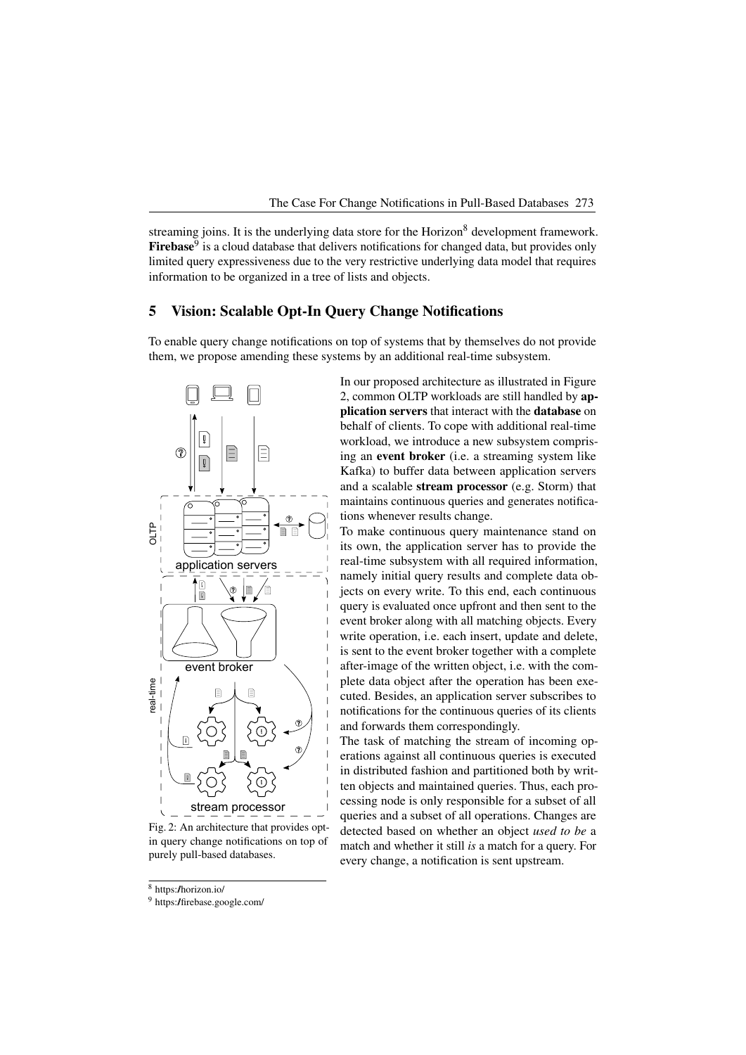streaming joins. It is the underlying data store for the Horizon[8] development framework. **Firebase**[9] is a cloud database that delivers notifications for changed data, but provides only limited query expressiveness due to the very restrictive underlying data model that requires information to be organized in a tree of lists and objects.

## 5 Vision: Scalable Opt-In Query Change Notifications

To enable query change notifications on top of systems that by themselves do not provide them, we propose amending these systems by an additional real-time subsystem.

Fig. 2: An architecture that provides opt-in query change notifications on top of purely pull-based databases.

In our proposed architecture as illustrated in Figure 2, common OLTP workloads are still handled by **application servers** that interact with the **database** on behalf of clients. To cope with additional real-time workload, we introduce a new subsystem comprising an **event broker** (i.e. a streaming system like Kafka) to buffer data between application servers and a scalable **stream processor** (e.g. Storm) that maintains continuous queries and generates notifications whenever results change.

To make continuous query maintenance stand on its own, the application server has to provide the real-time subsystem with all required information, namely initial query results and complete data objects on every write. To this end, each continuous query is evaluated once upfront and then sent to the event broker along with all matching objects. Every write operation, i.e. each insert, update and delete, is sent to the event broker together with a complete after-image of the written object, i.e. with the complete data object after the operation has been executed. Besides, an application server subscribes to notifications for the continuous queries of its clients and forwards them correspondingly.

The task of matching the stream of incoming operations against all continuous queries is executed in distributed fashion and partitioned both by written objects and maintained queries. Thus, each processing node is only responsible for a subset of all queries and a subset of all operations. Changes are detected based on whether an object *used to be* a match and whether it still *is* a match for a query. For every change, a notification is sent upstream.

[8] https://horizon.io/

[9] https://firebase.google.com/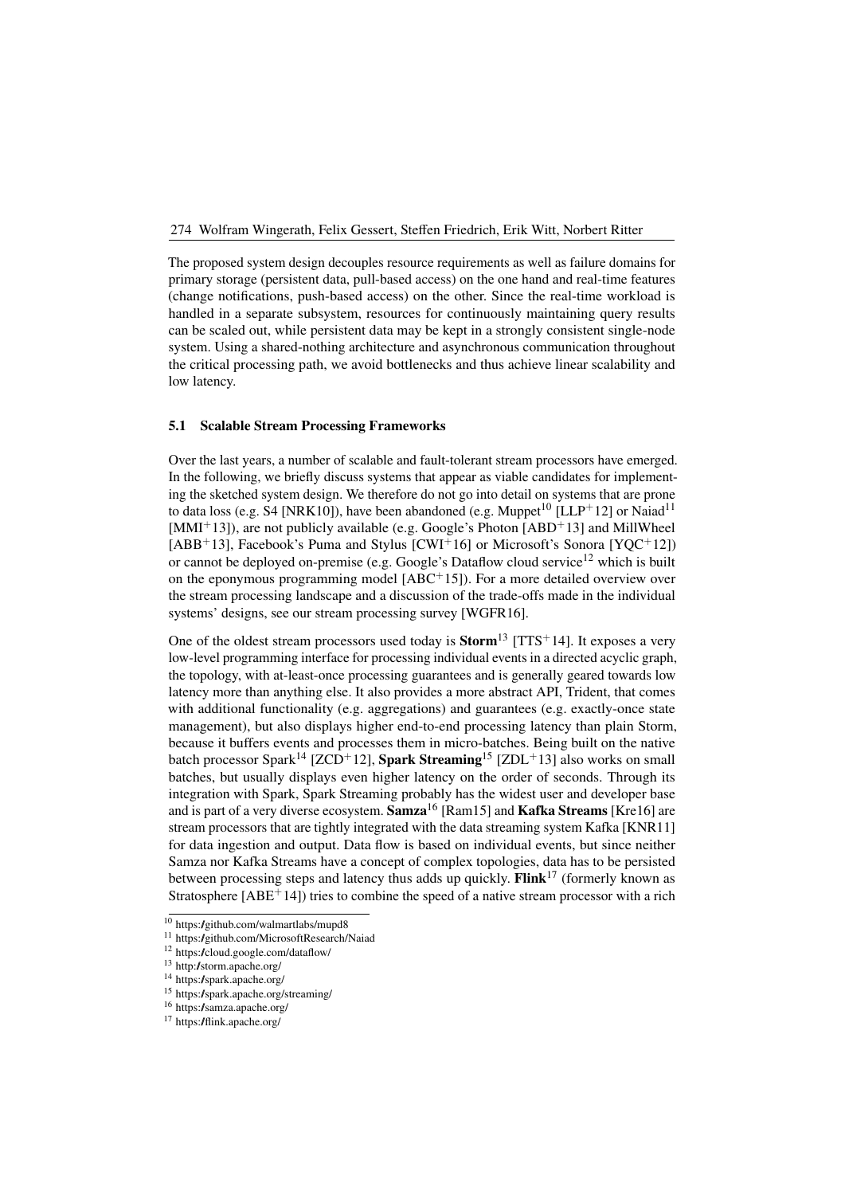The proposed system design decouples resource requirements as well as failure domains for primary storage (persistent data, pull-based access) on the one hand and real-time features (change notifications, push-based access) on the other. Since the real-time workload is handled in a separate subsystem, resources for continuously maintaining query results can be scaled out, while persistent data may be kept in a strongly consistent single-node system. Using a shared-nothing architecture and asynchronous communication throughout the critical processing path, we avoid bottlenecks and thus achieve linear scalability and low latency.

### 5.1 Scalable Stream Processing Frameworks

Over the last years, a number of scalable and fault-tolerant stream processors have emerged. In the following, we briefly discuss systems that appear as viable candidates for implementing the sketched system design. We therefore do not go into detail on systems that are prone to data loss (e.g. S4 [NRK10]), have been abandoned (e.g. Muppet[10] [LLP+12] or Naiad[11] [MMI+13]), are not publicly available (e.g. Google's Photon [ABD+13] and MillWheel [ABB+13], Facebook's Puma and Stylus [CWI+16] or Microsoft's Sonora [YQC+12]) or cannot be deployed on-premise (e.g. Google's Dataflow cloud service[12] which is built on the eponymous programming model [ABC+15]). For a more detailed overview over the stream processing landscape and a discussion of the trade-offs made in the individual systems' designs, see our stream processing survey [WGFR16].

One of the oldest stream processors used today is **Storm**[13] [TTS+14]. It exposes a very low-level programming interface for processing individual events in a directed acyclic graph, the topology, with at-least-once processing guarantees and is generally geared towards low latency more than anything else. It also provides a more abstract API, Trident, that comes with additional functionality (e.g. aggregations) and guarantees (e.g. exactly-once state management), but also displays higher end-to-end processing latency than plain Storm, because it buffers events and processes them in micro-batches. Being built on the native batch processor Spark[14] [ZCD+12], **Spark Streaming**[15] [ZDL+13] also works on small batches, but usually displays even higher latency on the order of seconds. Through its integration with Spark, Spark Streaming probably has the widest user and developer base and is part of a very diverse ecosystem. **Samza**[16] [Ram15] and **Kafka Streams** [Kre16] are stream processors that are tightly integrated with the data streaming system Kafka [KNR11] for data ingestion and output. Data flow is based on individual events, but since neither Samza nor Kafka Streams have a concept of complex topologies, data has to be persisted between processing steps and latency thus adds up quickly. **Flink**[17] (formerly known as Stratosphere [ABE+14]) tries to combine the speed of a native stream processor with a rich

[10] https://github.com/walmartlabs/mupd8

[11] https://github.com/MicrosoftResearch/Naiad

[12] https://cloud.google.com/dataflow/

[13] http://storm.apache.org/

[14] https://spark.apache.org/

[15] https://spark.apache.org/streaming/

[16] https://samza.apache.org/

[17] https://flink.apache.org/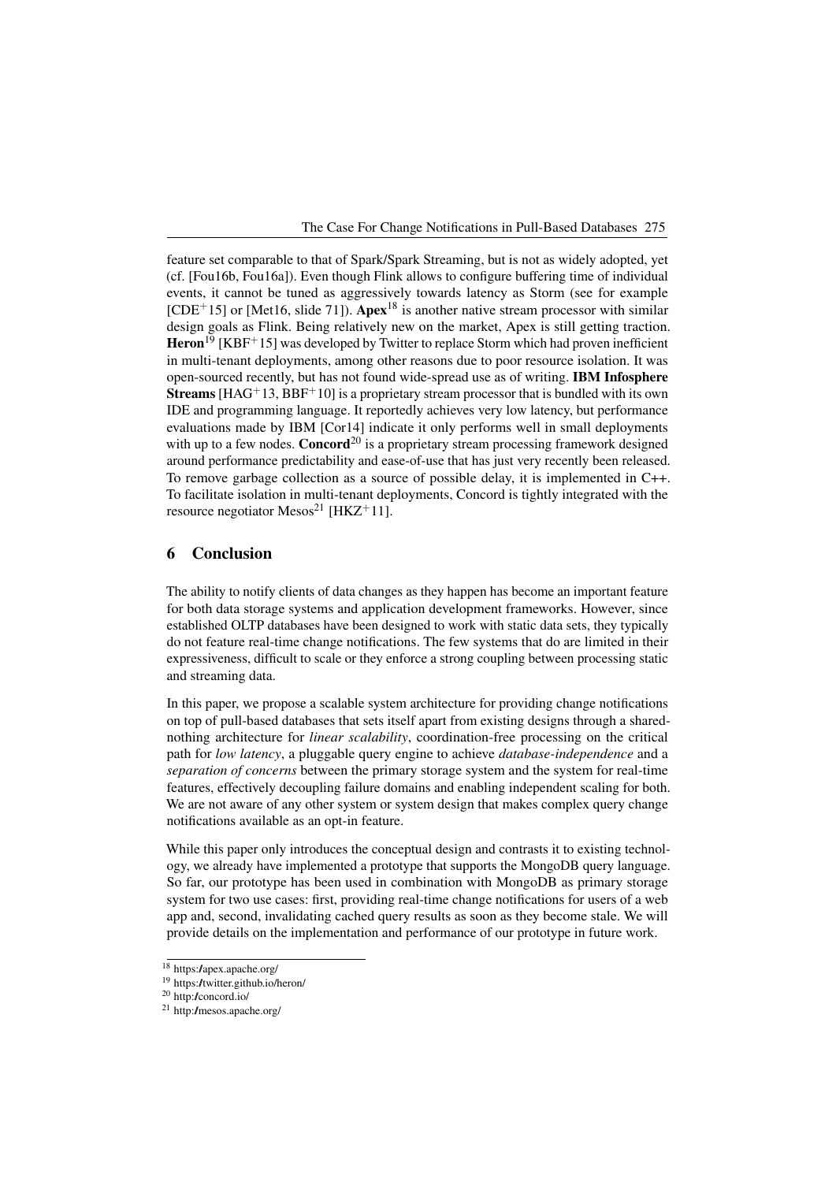feature set comparable to that of Spark/Spark Streaming, but is not as widely adopted, yet (cf. [Fou16b, Fou16a]). Even though Flink allows to configure buffering time of individual events, it cannot be tuned as aggressively towards latency as Storm (see for example [CDE+15] or [Met16, slide 71]). **Apex**[18] is another native stream processor with similar design goals as Flink. Being relatively new on the market, Apex is still getting traction. **Heron**[19] [KBF+15] was developed by Twitter to replace Storm which had proven inefficient in multi-tenant deployments, among other reasons due to poor resource isolation. It was open-sourced recently, but has not found wide-spread use as of writing. **IBM Infosphere Streams** [HAG+13, BBF+10] is a proprietary stream processor that is bundled with its own IDE and programming language. It reportedly achieves very low latency, but performance evaluations made by IBM [Cor14] indicate it only performs well in small deployments with up to a few nodes. **Concord**[20] is a proprietary stream processing framework designed around performance predictability and ease-of-use that has just very recently been released. To remove garbage collection as a source of possible delay, it is implemented in C++. To facilitate isolation in multi-tenant deployments, Concord is tightly integrated with the resource negotiator Mesos[21] [HKZ+11].

## 6 Conclusion

The ability to notify clients of data changes as they happen has become an important feature for both data storage systems and application development frameworks. However, since established OLTP databases have been designed to work with static data sets, they typically do not feature real-time change notifications. The few systems that do are limited in their expressiveness, difficult to scale or they enforce a strong coupling between processing static and streaming data.

In this paper, we propose a scalable system architecture for providing change notifications on top of pull-based databases that sets itself apart from existing designs through a shared-nothing architecture for *linear scalability*, coordination-free processing on the critical path for *low latency*, a pluggable query engine to achieve *database-independence* and a *separation of concerns* between the primary storage system and the system for real-time features, effectively decoupling failure domains and enabling independent scaling for both. We are not aware of any other system or system design that makes complex query change notifications available as an opt-in feature.

While this paper only introduces the conceptual design and contrasts it to existing technology, we already have implemented a prototype that supports the MongoDB query language. So far, our prototype has been used in combination with MongoDB as primary storage system for two use cases: first, providing real-time change notifications for users of a web app and, second, invalidating cached query results as soon as they become stale. We will provide details on the implementation and performance of our prototype in future work.

---

[18] https://apex.apache.org/

[19] https://twitter.github.io/heron/

[20] http://concord.io/

[21] http://mesos.apache.org/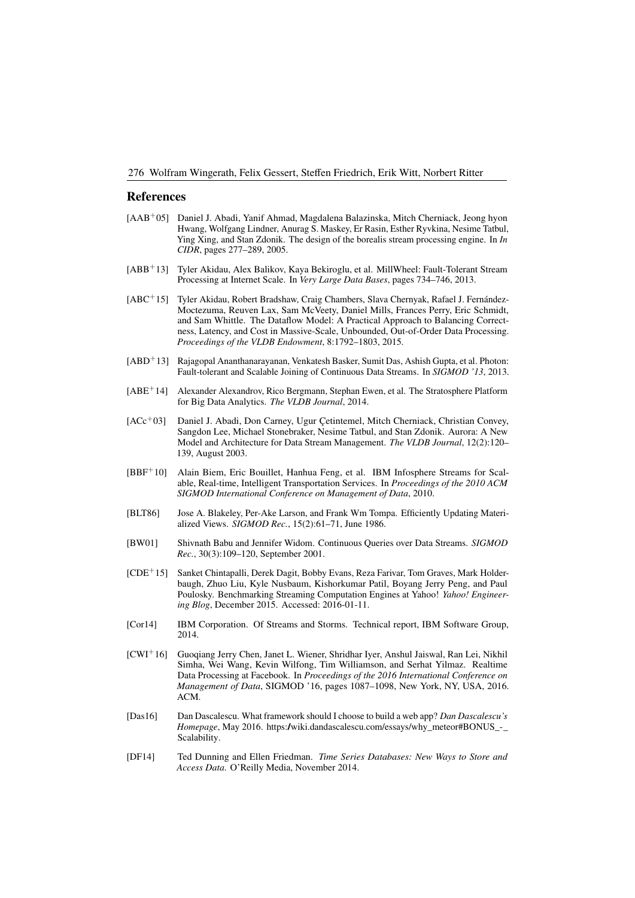## References

[AAB+05] Daniel J. Abadi, Yanif Ahmad, Magdalena Balazinska, Mitch Cherniack, Jeong hyon Hwang, Wolfgang Lindner, Anurag S. Maskey, Er Rasin, Esther Ryvkina, Nesime Tatbul, Ying Xing, and Stan Zdonik. The design of the borealis stream processing engine. In *In CIDR*, pages 277–289, 2005.

[ABB+13] Tyler Akidau, Alex Balikov, Kaya Bekiroglu, et al. MillWheel: Fault-Tolerant Stream Processing at Internet Scale. In *Very Large Data Bases*, pages 734–746, 2013.

[ABC+15] Tyler Akidau, Robert Bradshaw, Craig Chambers, Slava Chernyak, Rafael J. Fernández-Moctezuma, Reuven Lax, Sam McVeety, Daniel Mills, Frances Perry, Eric Schmidt, and Sam Whittle. The Dataflow Model: A Practical Approach to Balancing Correctness, Latency, and Cost in Massive-Scale, Unbounded, Out-of-Order Data Processing. *Proceedings of the VLDB Endowment*, 8:1792–1803, 2015.

[ABD+13] Rajagopal Ananthanarayanan, Venkatesh Basker, Sumit Das, Ashish Gupta, et al. Photon: Fault-tolerant and Scalable Joining of Continuous Data Streams. In *SIGMOD '13*, 2013.

[ABE+14] Alexander Alexandrov, Rico Bergmann, Stephan Ewen, et al. The Stratosphere Platform for Big Data Analytics. *The VLDB Journal*, 2014.

[ACc+03] Daniel J. Abadi, Don Carney, Ugur Çetintemel, Mitch Cherniack, Christian Convey, Sangdon Lee, Michael Stonebraker, Nesime Tatbul, and Stan Zdonik. Aurora: A New Model and Architecture for Data Stream Management. *The VLDB Journal*, 12(2):120–139, August 2003.

[BBF+10] Alain Biem, Eric Bouillet, Hanhua Feng, et al. IBM Infosphere Streams for Scalable, Real-time, Intelligent Transportation Services. In *Proceedings of the 2010 ACM SIGMOD International Conference on Management of Data*, 2010.

[BLT86] Jose A. Blakeley, Per-Ake Larson, and Frank Wm Tompa. Efficiently Updating Materialized Views. *SIGMOD Rec.*, 15(2):61–71, June 1986.

[BW01] Shivnath Babu and Jennifer Widom. Continuous Queries over Data Streams. *SIGMOD Rec.*, 30(3):109–120, September 2001.

[CDE+15] Sanket Chintapalli, Derek Dagit, Bobby Evans, Reza Farivar, Tom Graves, Mark Holderbaugh, Zhuo Liu, Kyle Nusbaum, Kishorkumar Patil, Boyang Jerry Peng, and Paul Poulosky. Benchmarking Streaming Computation Engines at Yahoo! *Yahoo! Engineering Blog*, December 2015. Accessed: 2016-01-11.

[Cor14] IBM Corporation. Of Streams and Storms. Technical report, IBM Software Group, 2014.

[CWI+16] Guoqiang Jerry Chen, Janet L. Wiener, Shridhar Iyer, Anshul Jaiswal, Ran Lei, Nikhil Simha, Wei Wang, Kevin Wilfong, Tim Williamson, and Serhat Yilmaz. Realtime Data Processing at Facebook. In *Proceedings of the 2016 International Conference on Management of Data*, SIGMOD '16, pages 1087–1098, New York, NY, USA, 2016. ACM.

[Das16] Dan Dascalescu. What framework should I choose to build a web app? *Dan Dascalescu's Homepage*, May 2016. https://wiki.dandascalescu.com/essays/why_meteor#BONUS_-_Scalability.

[DF14] Ted Dunning and Ellen Friedman. *Time Series Databases: New Ways to Store and Access Data.* O'Reilly Media, November 2014.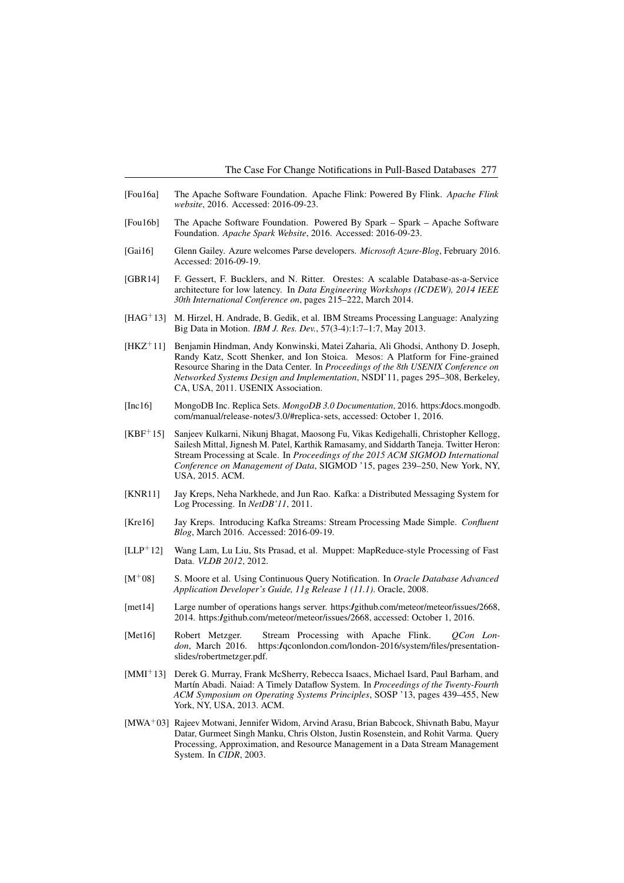[Fou16a] The Apache Software Foundation. Apache Flink: Powered By Flink. *Apache Flink website*, 2016. Accessed: 2016-09-23.

[Fou16b] The Apache Software Foundation. Powered By Spark – Spark – Apache Software Foundation. *Apache Spark Website*, 2016. Accessed: 2016-09-23.

[Gai16] Glenn Gailey. Azure welcomes Parse developers. *Microsoft Azure-Blog*, February 2016. Accessed: 2016-09-19.

[GBR14] F. Gessert, F. Bucklers, and N. Ritter. Orestes: A scalable Database-as-a-Service architecture for low latency. In *Data Engineering Workshops (ICDEW), 2014 IEEE 30th International Conference on*, pages 215–222, March 2014.

[HAG+13] M. Hirzel, H. Andrade, B. Gedik, et al. IBM Streams Processing Language: Analyzing Big Data in Motion. *IBM J. Res. Dev.*, 57(3-4):1:7–1:7, May 2013.

[HKZ+11] Benjamin Hindman, Andy Konwinski, Matei Zaharia, Ali Ghodsi, Anthony D. Joseph, Randy Katz, Scott Shenker, and Ion Stoica. Mesos: A Platform for Fine-grained Resource Sharing in the Data Center. In *Proceedings of the 8th USENIX Conference on Networked Systems Design and Implementation*, NSDI'11, pages 295–308, Berkeley, CA, USA, 2011. USENIX Association.

[Inc16] MongoDB Inc. Replica Sets. *MongoDB 3.0 Documentation*, 2016. https://docs.mongodb.com/manual/release-notes/3.0/#replica-sets, accessed: October 1, 2016.

[KBF+15] Sanjeev Kulkarni, Nikunj Bhagat, Maosong Fu, Vikas Kedigehalli, Christopher Kellogg, Sailesh Mittal, Jignesh M. Patel, Karthik Ramasamy, and Siddarth Taneja. Twitter Heron: Stream Processing at Scale. In *Proceedings of the 2015 ACM SIGMOD International Conference on Management of Data*, SIGMOD '15, pages 239–250, New York, NY, USA, 2015. ACM.

[KNR11] Jay Kreps, Neha Narkhede, and Jun Rao. Kafka: a Distributed Messaging System for Log Processing. In *NetDB'11*, 2011.

[Kre16] Jay Kreps. Introducing Kafka Streams: Stream Processing Made Simple. *Confluent Blog*, March 2016. Accessed: 2016-09-19.

[LLP+12] Wang Lam, Lu Liu, Sts Prasad, et al. Muppet: MapReduce-style Processing of Fast Data. *VLDB 2012*, 2012.

[M+08] S. Moore et al. Using Continuous Query Notification. In *Oracle Database Advanced Application Developer's Guide, 11g Release 1 (11.1)*. Oracle, 2008.

[met14] Large number of operations hangs server. https://github.com/meteor/meteor/issues/2668, 2014. https://github.com/meteor/meteor/issues/2668, accessed: October 1, 2016.

[Met16] Robert Metzger. Stream Processing with Apache Flink. *QCon London*, March 2016. https://qconlondon.com/london-2016/system/files/presentation-slides/robertmetzger.pdf.

[MMI+13] Derek G. Murray, Frank McSherry, Rebecca Isaacs, Michael Isard, Paul Barham, and Martín Abadi. Naiad: A Timely Dataflow System. In *Proceedings of the Twenty-Fourth ACM Symposium on Operating Systems Principles*, SOSP '13, pages 439–455, New York, NY, USA, 2013. ACM.

[MWA+03] Rajeev Motwani, Jennifer Widom, Arvind Arasu, Brian Babcock, Shivnath Babu, Mayur Datar, Gurmeet Singh Manku, Chris Olston, Justin Rosenstein, and Rohit Varma. Query Processing, Approximation, and Resource Management in a Data Stream Management System. In *CIDR*, 2003.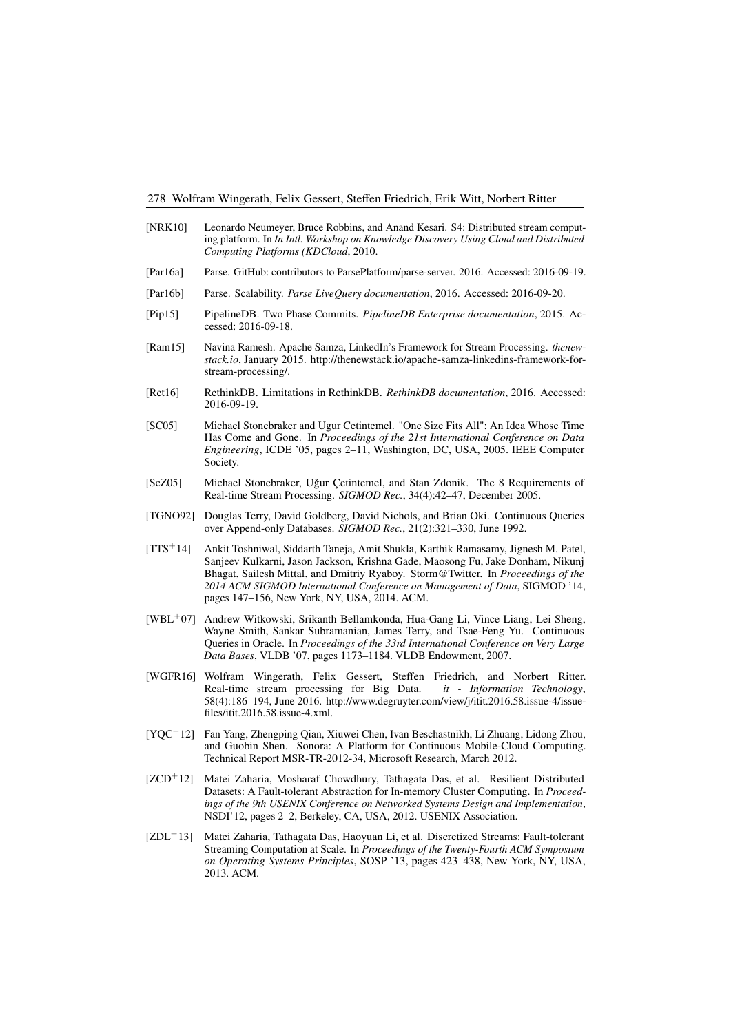[NRK10] Leonardo Neumeyer, Bruce Robbins, and Anand Kesari. S4: Distributed stream computing platform. In *In Intl. Workshop on Knowledge Discovery Using Cloud and Distributed Computing Platforms (KDCloud*, 2010.

[Par16a] Parse. GitHub: contributors to ParsePlatform/parse-server. 2016. Accessed: 2016-09-19.

[Par16b] Parse. Scalability. *Parse LiveQuery documentation*, 2016. Accessed: 2016-09-20.

[Pip15] PipelineDB. Two Phase Commits. *PipelineDB Enterprise documentation*, 2015. Accessed: 2016-09-18.

[Ram15] Navina Ramesh. Apache Samza, LinkedIn's Framework for Stream Processing. *thenewstack.io*, January 2015. http://thenewstack.io/apache-samza-linkedins-framework-for-stream-processing/.

[Ret16] RethinkDB. Limitations in RethinkDB. *RethinkDB documentation*, 2016. Accessed: 2016-09-19.

[SC05] Michael Stonebraker and Ugur Cetintemel. "One Size Fits All": An Idea Whose Time Has Come and Gone. In *Proceedings of the 21st International Conference on Data Engineering*, ICDE '05, pages 2–11, Washington, DC, USA, 2005. IEEE Computer Society.

[ScZ05] Michael Stonebraker, Uğur Çetintemel, and Stan Zdonik. The 8 Requirements of Real-time Stream Processing. *SIGMOD Rec.*, 34(4):42–47, December 2005.

[TGNO92] Douglas Terry, David Goldberg, David Nichols, and Brian Oki. Continuous Queries over Append-only Databases. *SIGMOD Rec.*, 21(2):321–330, June 1992.

[TTS+14] Ankit Toshniwal, Siddarth Taneja, Amit Shukla, Karthik Ramasamy, Jignesh M. Patel, Sanjeev Kulkarni, Jason Jackson, Krishna Gade, Maosong Fu, Jake Donham, Nikunj Bhagat, Sailesh Mittal, and Dmitriy Ryaboy. Storm@Twitter. In *Proceedings of the 2014 ACM SIGMOD International Conference on Management of Data*, SIGMOD '14, pages 147–156, New York, NY, USA, 2014. ACM.

[WBL+07] Andrew Witkowski, Srikanth Bellamkonda, Hua-Gang Li, Vince Liang, Lei Sheng, Wayne Smith, Sankar Subramanian, James Terry, and Tsae-Feng Yu. Continuous Queries in Oracle. In *Proceedings of the 33rd International Conference on Very Large Data Bases*, VLDB '07, pages 1173–1184. VLDB Endowment, 2007.

[WGFR16] Wolfram Wingerath, Felix Gessert, Steffen Friedrich, and Norbert Ritter. Real-time stream processing for Big Data. *it - Information Technology*, 58(4):186–194, June 2016. http://www.degruyter.com/view/j/itit.2016.58.issue-4/issue-files/itit.2016.58.issue-4.xml.

[YQC+12] Fan Yang, Zhengping Qian, Xiuwei Chen, Ivan Beschastnikh, Li Zhuang, Lidong Zhou, and Guobin Shen. Sonora: A Platform for Continuous Mobile-Cloud Computing. Technical Report MSR-TR-2012-34, Microsoft Research, March 2012.

[ZCD+12] Matei Zaharia, Mosharaf Chowdhury, Tathagata Das, et al. Resilient Distributed Datasets: A Fault-tolerant Abstraction for In-memory Cluster Computing. In *Proceedings of the 9th USENIX Conference on Networked Systems Design and Implementation*, NSDI'12, pages 2–2, Berkeley, CA, USA, 2012. USENIX Association.

[ZDL+13] Matei Zaharia, Tathagata Das, Haoyuan Li, et al. Discretized Streams: Fault-tolerant Streaming Computation at Scale. In *Proceedings of the Twenty-Fourth ACM Symposium on Operating Systems Principles*, SOSP '13, pages 423–438, New York, NY, USA, 2013. ACM.